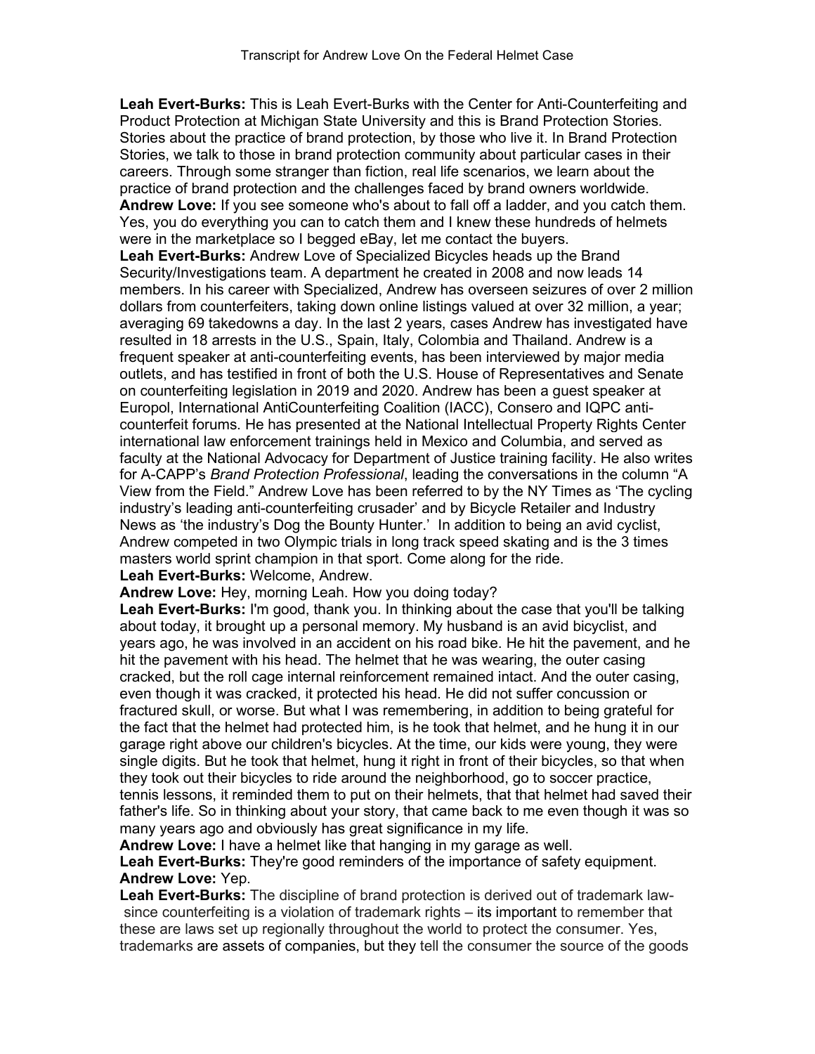**Leah Evert-Burks:** This is Leah Evert-Burks with the Center for Anti-Counterfeiting and Product Protection at Michigan State University and this is Brand Protection Stories. Stories about the practice of brand protection, by those who live it. In Brand Protection Stories, we talk to those in brand protection community about particular cases in their careers. Through some stranger than fiction, real life scenarios, we learn about the practice of brand protection and the challenges faced by brand owners worldwide.

**Andrew Love:** If you see someone who's about to fall off a ladder, and you catch them. Yes, you do everything you can to catch them and I knew these hundreds of helmets were in the marketplace so I begged eBay, let me contact the buyers.

**Leah Evert-Burks:** Andrew Love of Specialized Bicycles heads up the Brand Security/Investigations team. A department he created in 2008 and now leads 14 members. In his career with Specialized, Andrew has overseen seizures of over 2 million dollars from counterfeiters, taking down online listings valued at over 32 million, a year; averaging 69 takedowns a day. In the last 2 years, cases Andrew has investigated have resulted in 18 arrests in the U.S., Spain, Italy, Colombia and Thailand. Andrew is a frequent speaker at anti-counterfeiting events, has been interviewed by major media outlets, and has testified in front of both the U.S. House of Representatives and Senate on counterfeiting legislation in 2019 and 2020. Andrew has been a guest speaker at Europol, International AntiCounterfeiting Coalition (IACC), Consero and IQPC anti-counterfeit forums. He has presented at the National Intellectual Property Rights Center international law enforcement trainings held in Mexico and Columbia, and served as faculty at the National Advocacy for Department of Justice training facility. He also writes for A-CAPP's *Brand Protection Professional*, leading the conversations in the column "A View from the Field." Andrew Love has been referred to by the NY Times as 'The cycling industry's leading anti-counterfeiting crusader' and by Bicycle Retailer and Industry News as 'the industry's Dog the Bounty Hunter.' In addition to being an avid cyclist, Andrew competed in two Olympic trials in long track speed skating and is the 3 times masters world sprint champion in that sport. Come along for the ride.

**Leah Evert-Burks:** Welcome, Andrew.

**Andrew Love:** Hey, morning Leah. How you doing today?

**Leah Evert-Burks:** I'm good, thank you. In thinking about the case that you'll be talking about today, it brought up a personal memory. My husband is an avid bicyclist, and years ago, he was involved in an accident on his road bike. He hit the pavement, and he hit the pavement with his head. The helmet that he was wearing, the outer casing cracked, but the roll cage internal reinforcement remained intact. And the outer casing, even though it was cracked, it protected his head. He did not suffer concussion or fractured skull, or worse. But what I was remembering, in addition to being grateful for the fact that the helmet had protected him, is he took that helmet, and he hung it in our garage right above our children's bicycles. At the time, our kids were young, they were single digits. But he took that helmet, hung it right in front of their bicycles, so that when they took out their bicycles to ride around the neighborhood, go to soccer practice, tennis lessons, it reminded them to put on their helmets, that that helmet had saved their father's life. So in thinking about your story, that came back to me even though it was so many years ago and obviously has great significance in my life.

**Andrew Love:** I have a helmet like that hanging in my garage as well.

**Leah Evert-Burks:** They're good reminders of the importance of safety equipment.

**Andrew Love:** Yep.

**Leah Evert-Burks:** The discipline of brand protection is derived out of trademark law- since counterfeiting is a violation of trademark rights – its important to remember that these are laws set up regionally throughout the world to protect the consumer. Yes, trademarks are assets of companies, but they tell the consumer the source of the goods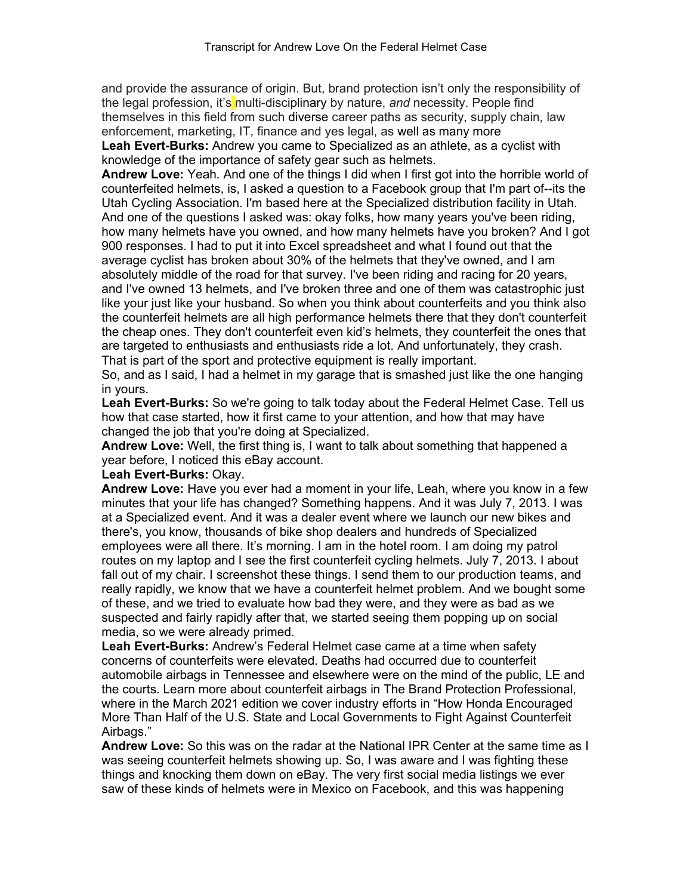and provide the assurance of origin. But, brand protection isn't only the responsibility of the legal profession, it's multi-disciplinary by nature, *and* necessity. People find themselves in this field from such diverse career paths as security, supply chain, law enforcement, marketing, IT, finance and yes legal, as well as many more

**Leah Evert-Burks:** Andrew you came to Specialized as an athlete, as a cyclist with knowledge of the importance of safety gear such as helmets.

**Andrew Love:** Yeah. And one of the things I did when I first got into the horrible world of counterfeited helmets, is, I asked a question to a Facebook group that I'm part of--its the Utah Cycling Association. I'm based here at the Specialized distribution facility in Utah. And one of the questions I asked was: okay folks, how many years you've been riding, how many helmets have you owned, and how many helmets have you broken? And I got 900 responses. I had to put it into Excel spreadsheet and what I found out that the average cyclist has broken about 30% of the helmets that they've owned, and I am absolutely middle of the road for that survey. I've been riding and racing for 20 years, and I've owned 13 helmets, and I've broken three and one of them was catastrophic just like your just like your husband. So when you think about counterfeits and you think also the counterfeit helmets are all high performance helmets there that they don't counterfeit the cheap ones. They don't counterfeit even kid's helmets, they counterfeit the ones that are targeted to enthusiasts and enthusiasts ride a lot. And unfortunately, they crash. That is part of the sport and protective equipment is really important.

So, and as I said, I had a helmet in my garage that is smashed just like the one hanging in yours.

**Leah Evert-Burks:** So we're going to talk today about the Federal Helmet Case. Tell us how that case started, how it first came to your attention, and how that may have changed the job that you're doing at Specialized.

**Andrew Love:** Well, the first thing is, I want to talk about something that happened a year before, I noticed this eBay account.

**Leah Evert-Burks:** Okay.

**Andrew Love:** Have you ever had a moment in your life, Leah, where you know in a few minutes that your life has changed? Something happens. And it was July 7, 2013. I was at a Specialized event. And it was a dealer event where we launch our new bikes and there's, you know, thousands of bike shop dealers and hundreds of Specialized employees were all there. It's morning. I am in the hotel room. I am doing my patrol routes on my laptop and I see the first counterfeit cycling helmets. July 7, 2013. I about fall out of my chair. I screenshot these things. I send them to our production teams, and really rapidly, we know that we have a counterfeit helmet problem. And we bought some of these, and we tried to evaluate how bad they were, and they were as bad as we suspected and fairly rapidly after that, we started seeing them popping up on social media, so we were already primed.

**Leah Evert-Burks:** Andrew's Federal Helmet case came at a time when safety concerns of counterfeits were elevated. Deaths had occurred due to counterfeit automobile airbags in Tennessee and elsewhere were on the mind of the public, LE and the courts. Learn more about counterfeit airbags in The Brand Protection Professional, where in the March 2021 edition we cover industry efforts in "How Honda Encouraged More Than Half of the U.S. State and Local Governments to Fight Against Counterfeit Airbags."

**Andrew Love:** So this was on the radar at the National IPR Center at the same time as I was seeing counterfeit helmets showing up. So, I was aware and I was fighting these things and knocking them down on eBay. The very first social media listings we ever saw of these kinds of helmets were in Mexico on Facebook, and this was happening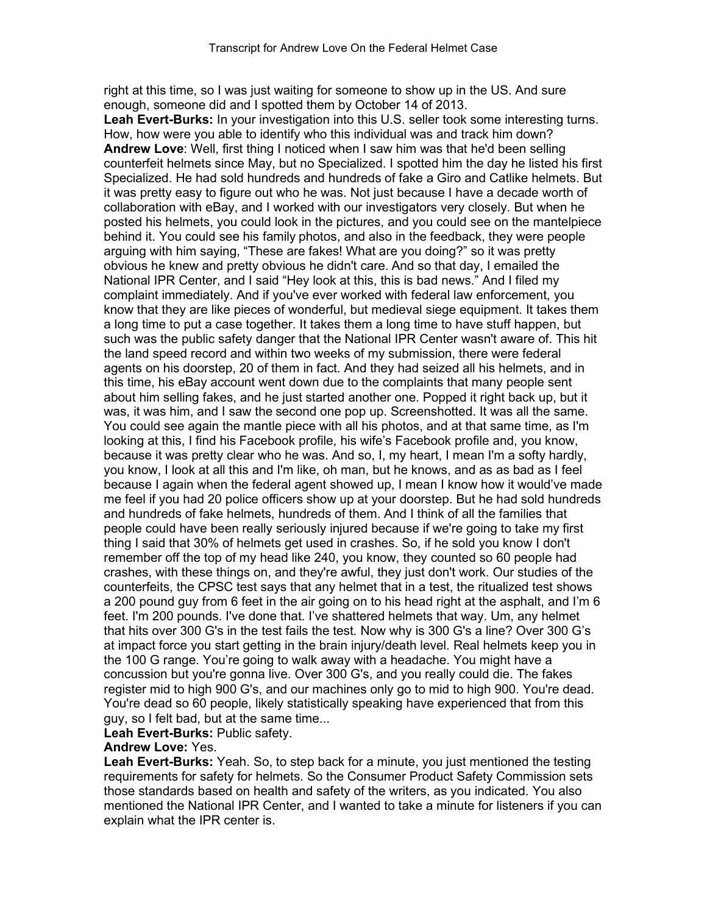right at this time, so I was just waiting for someone to show up in the US. And sure enough, someone did and I spotted them by October 14 of 2013.

**Leah Evert-Burks:** In your investigation into this U.S. seller took some interesting turns. How, how were you able to identify who this individual was and track him down?

**Andrew Love**: Well, first thing I noticed when I saw him was that he'd been selling counterfeit helmets since May, but no Specialized. I spotted him the day he listed his first Specialized. He had sold hundreds and hundreds of fake a Giro and Catlike helmets. But it was pretty easy to figure out who he was. Not just because I have a decade worth of collaboration with eBay, and I worked with our investigators very closely. But when he posted his helmets, you could look in the pictures, and you could see on the mantelpiece behind it. You could see his family photos, and also in the feedback, they were people arguing with him saying, "These are fakes! What are you doing?" so it was pretty obvious he knew and pretty obvious he didn't care. And so that day, I emailed the National IPR Center, and I said "Hey look at this, this is bad news." And I filed my complaint immediately. And if you've ever worked with federal law enforcement, you know that they are like pieces of wonderful, but medieval siege equipment. It takes them a long time to put a case together. It takes them a long time to have stuff happen, but such was the public safety danger that the National IPR Center wasn't aware of. This hit the land speed record and within two weeks of my submission, there were federal agents on his doorstep, 20 of them in fact. And they had seized all his helmets, and in this time, his eBay account went down due to the complaints that many people sent about him selling fakes, and he just started another one. Popped it right back up, but it was, it was him, and I saw the second one pop up. Screenshotted. It was all the same. You could see again the mantle piece with all his photos, and at that same time, as I'm looking at this, I find his Facebook profile, his wife's Facebook profile and, you know, because it was pretty clear who he was. And so, I, my heart, I mean I'm a softy hardly, you know, I look at all this and I'm like, oh man, but he knows, and as as bad as I feel because I again when the federal agent showed up, I mean I know how it would've made me feel if you had 20 police officers show up at your doorstep. But he had sold hundreds and hundreds of fake helmets, hundreds of them. And I think of all the families that people could have been really seriously injured because if we're going to take my first thing I said that 30% of helmets get used in crashes. So, if he sold you know I don't remember off the top of my head like 240, you know, they counted so 60 people had crashes, with these things on, and they're awful, they just don't work. Our studies of the counterfeits, the CPSC test says that any helmet that in a test, the ritualized test shows a 200 pound guy from 6 feet in the air going on to his head right at the asphalt, and I'm 6 feet. I'm 200 pounds. I've done that. I've shattered helmets that way. Um, any helmet that hits over 300 G's in the test fails the test. Now why is 300 G's a line? Over 300 G's at impact force you start getting in the brain injury/death level. Real helmets keep you in the 100 G range. You're going to walk away with a headache. You might have a concussion but you're gonna live. Over 300 G's, and you really could die. The fakes register mid to high 900 G's, and our machines only go to mid to high 900. You're dead. You're dead so 60 people, likely statistically speaking have experienced that from this guy, so I felt bad, but at the same time...

**Leah Evert-Burks:** Public safety.

**Andrew Love:** Yes.

**Leah Evert-Burks:** Yeah. So, to step back for a minute, you just mentioned the testing requirements for safety for helmets. So the Consumer Product Safety Commission sets those standards based on health and safety of the writers, as you indicated. You also mentioned the National IPR Center, and I wanted to take a minute for listeners if you can explain what the IPR center is.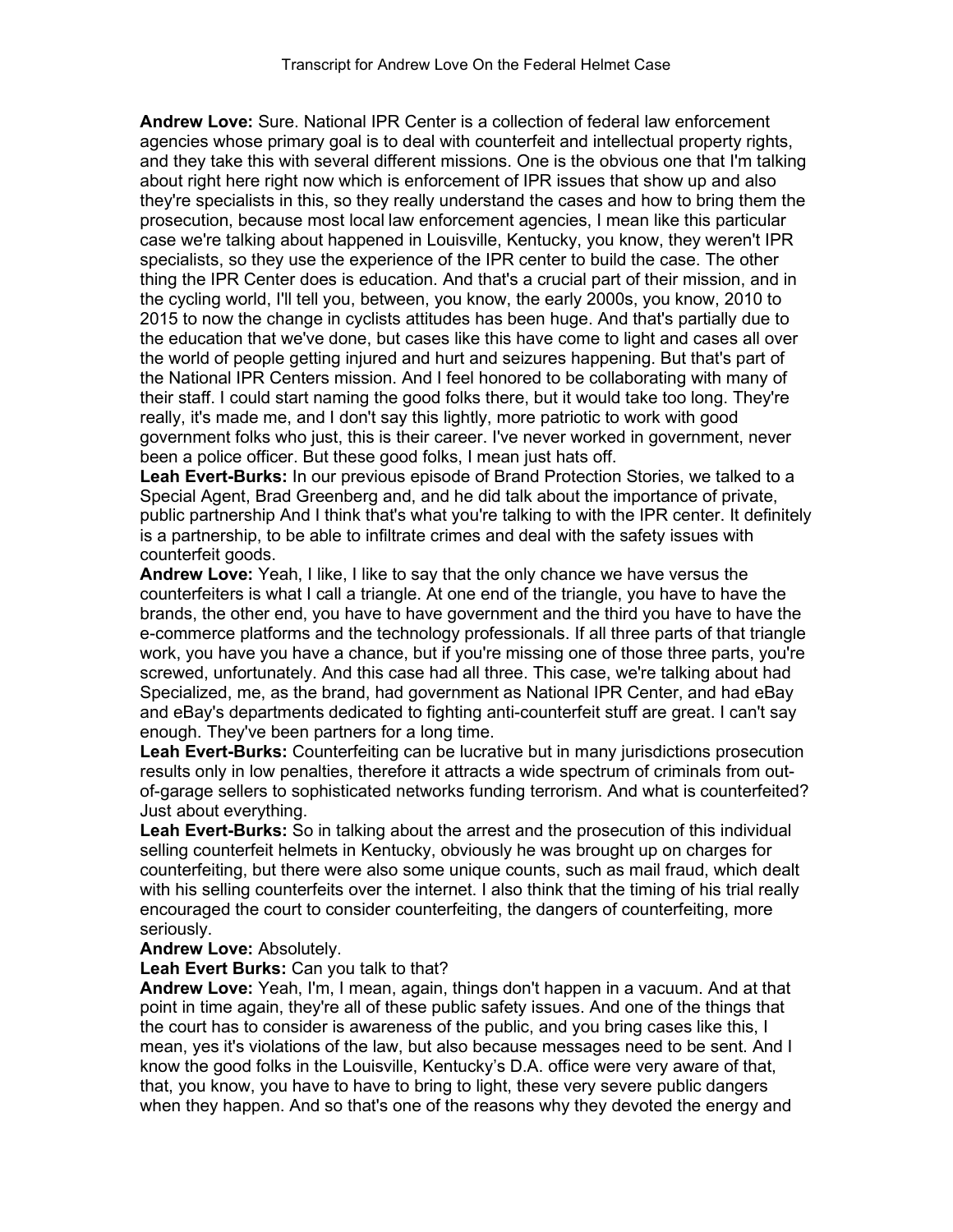**Andrew Love:** Sure. National IPR Center is a collection of federal law enforcement agencies whose primary goal is to deal with counterfeit and intellectual property rights, and they take this with several different missions. One is the obvious one that I'm talking about right here right now which is enforcement of IPR issues that show up and also they're specialists in this, so they really understand the cases and how to bring them the prosecution, because most local law enforcement agencies, I mean like this particular case we're talking about happened in Louisville, Kentucky, you know, they weren't IPR specialists, so they use the experience of the IPR center to build the case. The other thing the IPR Center does is education. And that's a crucial part of their mission, and in the cycling world, I'll tell you, between, you know, the early 2000s, you know, 2010 to 2015 to now the change in cyclists attitudes has been huge. And that's partially due to the education that we've done, but cases like this have come to light and cases all over the world of people getting injured and hurt and seizures happening. But that's part of the National IPR Centers mission. And I feel honored to be collaborating with many of their staff. I could start naming the good folks there, but it would take too long. They're really, it's made me, and I don't say this lightly, more patriotic to work with good government folks who just, this is their career. I've never worked in government, never been a police officer. But these good folks, I mean just hats off.

**Leah Evert-Burks:** In our previous episode of Brand Protection Stories, we talked to a Special Agent, Brad Greenberg and, and he did talk about the importance of private, public partnership And I think that's what you're talking to with the IPR center. It definitely is a partnership, to be able to infiltrate crimes and deal with the safety issues with counterfeit goods.

**Andrew Love:** Yeah, I like, I like to say that the only chance we have versus the counterfeiters is what I call a triangle. At one end of the triangle, you have to have the brands, the other end, you have to have government and the third you have to have the e-commerce platforms and the technology professionals. If all three parts of that triangle work, you have you have a chance, but if you're missing one of those three parts, you're screwed, unfortunately. And this case had all three. This case, we're talking about had Specialized, me, as the brand, had government as National IPR Center, and had eBay and eBay's departments dedicated to fighting anti-counterfeit stuff are great. I can't say enough. They've been partners for a long time.

**Leah Evert-Burks:** Counterfeiting can be lucrative but in many jurisdictions prosecution results only in low penalties, therefore it attracts a wide spectrum of criminals from out-of-garage sellers to sophisticated networks funding terrorism. And what is counterfeited? Just about everything.

**Leah Evert-Burks:** So in talking about the arrest and the prosecution of this individual selling counterfeit helmets in Kentucky, obviously he was brought up on charges for counterfeiting, but there were also some unique counts, such as mail fraud, which dealt with his selling counterfeits over the internet. I also think that the timing of his trial really encouraged the court to consider counterfeiting, the dangers of counterfeiting, more seriously.

**Andrew Love:** Absolutely.

**Leah Evert Burks:** Can you talk to that?

**Andrew Love:** Yeah, I'm, I mean, again, things don't happen in a vacuum. And at that point in time again, they're all of these public safety issues. And one of the things that the court has to consider is awareness of the public, and you bring cases like this, I mean, yes it's violations of the law, but also because messages need to be sent. And I know the good folks in the Louisville, Kentucky's D.A. office were very aware of that, that, you know, you have to have to bring to light, these very severe public dangers when they happen. And so that's one of the reasons why they devoted the energy and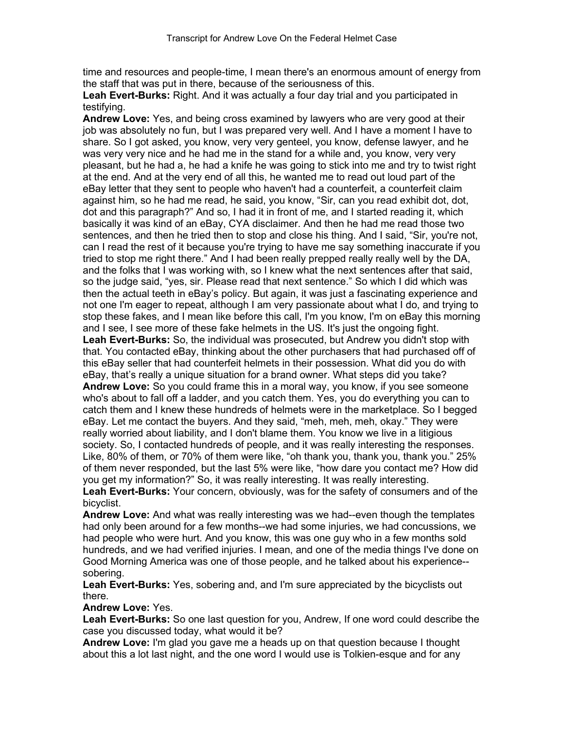time and resources and people-time, I mean there's an enormous amount of energy from the staff that was put in there, because of the seriousness of this.

**Leah Evert-Burks:** Right. And it was actually a four day trial and you participated in testifying.

**Andrew Love:** Yes, and being cross examined by lawyers who are very good at their job was absolutely no fun, but I was prepared very well. And I have a moment I have to share. So I got asked, you know, very very genteel, you know, defense lawyer, and he was very very nice and he had me in the stand for a while and, you know, very very pleasant, but he had a, he had a knife he was going to stick into me and try to twist right at the end. And at the very end of all this, he wanted me to read out loud part of the eBay letter that they sent to people who haven't had a counterfeit, a counterfeit claim against him, so he had me read, he said, you know, "Sir, can you read exhibit dot, dot, dot and this paragraph?" And so, I had it in front of me, and I started reading it, which basically it was kind of an eBay, CYA disclaimer. And then he had me read those two sentences, and then he tried then to stop and close his thing. And I said, "Sir, you're not, can I read the rest of it because you're trying to have me say something inaccurate if you tried to stop me right there." And I had been really prepped really really well by the DA, and the folks that I was working with, so I knew what the next sentences after that said, so the judge said, "yes, sir. Please read that next sentence." So which I did which was then the actual teeth in eBay's policy. But again, it was just a fascinating experience and not one I'm eager to repeat, although I am very passionate about what I do, and trying to stop these fakes, and I mean like before this call, I'm you know, I'm on eBay this morning and I see, I see more of these fake helmets in the US. It's just the ongoing fight.

**Leah Evert-Burks:** So, the individual was prosecuted, but Andrew you didn't stop with that. You contacted eBay, thinking about the other purchasers that had purchased off of this eBay seller that had counterfeit helmets in their possession. What did you do with eBay, that's really a unique situation for a brand owner. What steps did you take?

**Andrew Love:** So you could frame this in a moral way, you know, if you see someone who's about to fall off a ladder, and you catch them. Yes, you do everything you can to catch them and I knew these hundreds of helmets were in the marketplace. So I begged eBay. Let me contact the buyers. And they said, "meh, meh, meh, okay." They were really worried about liability, and I don't blame them. You know we live in a litigious society. So, I contacted hundreds of people, and it was really interesting the responses. Like, 80% of them, or 70% of them were like, "oh thank you, thank you, thank you." 25% of them never responded, but the last 5% were like, "how dare you contact me? How did you get my information?" So, it was really interesting. It was really interesting.

**Leah Evert-Burks:** Your concern, obviously, was for the safety of consumers and of the bicyclist.

**Andrew Love:** And what was really interesting was we had--even though the templates had only been around for a few months--we had some injuries, we had concussions, we had people who were hurt. And you know, this was one guy who in a few months sold hundreds, and we had verified injuries. I mean, and one of the media things I've done on Good Morning America was one of those people, and he talked about his experience--sobering.

**Leah Evert-Burks:** Yes, sobering and, and I'm sure appreciated by the bicyclists out there.

**Andrew Love:** Yes.

**Leah Evert-Burks:** So one last question for you, Andrew, If one word could describe the case you discussed today, what would it be?

**Andrew Love:** I'm glad you gave me a heads up on that question because I thought about this a lot last night, and the one word I would use is Tolkien-esque and for any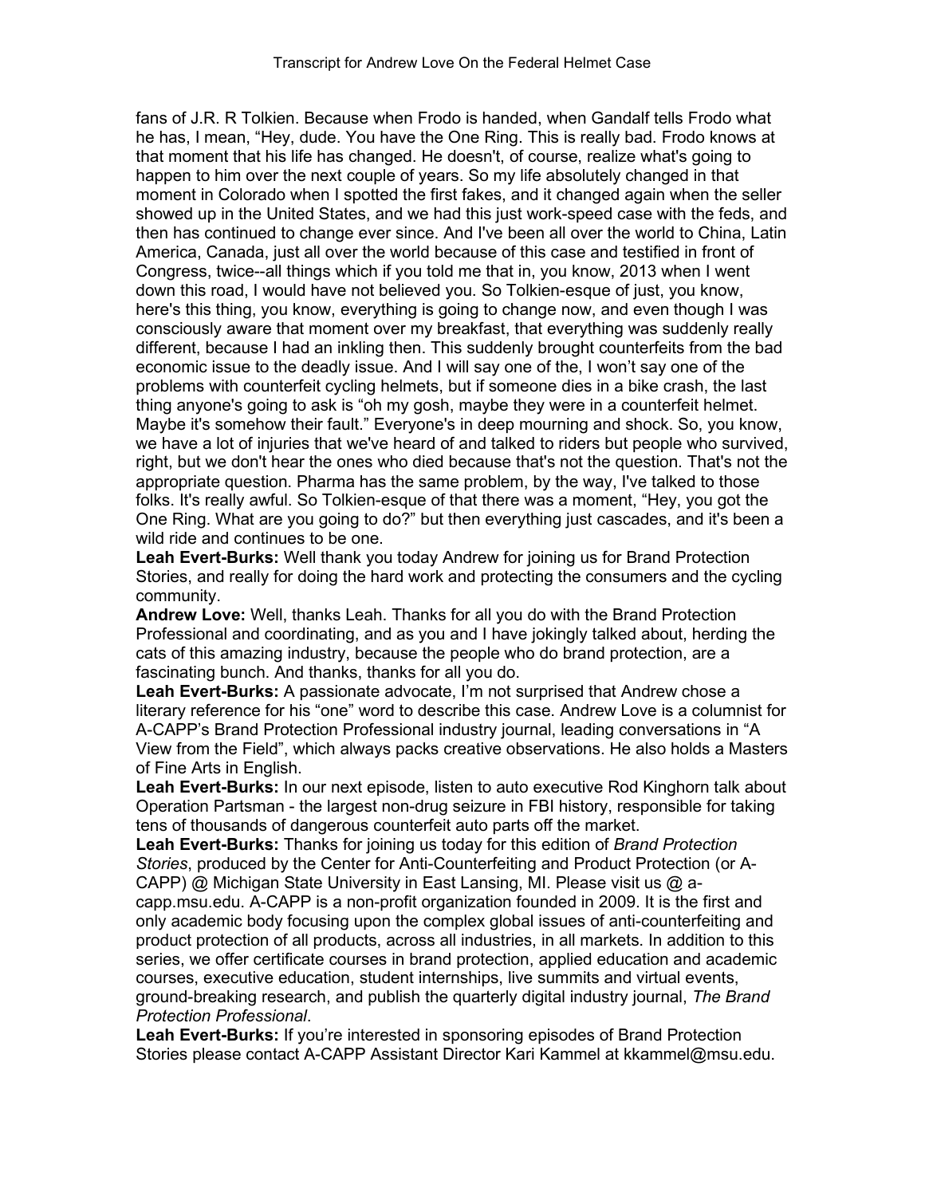fans of J.R. R Tolkien. Because when Frodo is handed, when Gandalf tells Frodo what he has, I mean, "Hey, dude. You have the One Ring. This is really bad. Frodo knows at that moment that his life has changed. He doesn't, of course, realize what's going to happen to him over the next couple of years. So my life absolutely changed in that moment in Colorado when I spotted the first fakes, and it changed again when the seller showed up in the United States, and we had this just work-speed case with the feds, and then has continued to change ever since. And I've been all over the world to China, Latin America, Canada, just all over the world because of this case and testified in front of Congress, twice--all things which if you told me that in, you know, 2013 when I went down this road, I would have not believed you. So Tolkien-esque of just, you know, here's this thing, you know, everything is going to change now, and even though I was consciously aware that moment over my breakfast, that everything was suddenly really different, because I had an inkling then. This suddenly brought counterfeits from the bad economic issue to the deadly issue. And I will say one of the, I won't say one of the problems with counterfeit cycling helmets, but if someone dies in a bike crash, the last thing anyone's going to ask is "oh my gosh, maybe they were in a counterfeit helmet. Maybe it's somehow their fault." Everyone's in deep mourning and shock. So, you know, we have a lot of injuries that we've heard of and talked to riders but people who survived, right, but we don't hear the ones who died because that's not the question. That's not the appropriate question. Pharma has the same problem, by the way, I've talked to those folks. It's really awful. So Tolkien-esque of that there was a moment, "Hey, you got the One Ring. What are you going to do?" but then everything just cascades, and it's been a wild ride and continues to be one.

**Leah Evert-Burks:** Well thank you today Andrew for joining us for Brand Protection Stories, and really for doing the hard work and protecting the consumers and the cycling community.

**Andrew Love:** Well, thanks Leah. Thanks for all you do with the Brand Protection Professional and coordinating, and as you and I have jokingly talked about, herding the cats of this amazing industry, because the people who do brand protection, are a fascinating bunch. And thanks, thanks for all you do.

**Leah Evert-Burks:** A passionate advocate, I'm not surprised that Andrew chose a literary reference for his "one" word to describe this case. Andrew Love is a columnist for A-CAPP's Brand Protection Professional industry journal, leading conversations in "A View from the Field", which always packs creative observations. He also holds a Masters of Fine Arts in English.

**Leah Evert-Burks:** In our next episode, listen to auto executive Rod Kinghorn talk about Operation Partsman - the largest non-drug seizure in FBI history, responsible for taking tens of thousands of dangerous counterfeit auto parts off the market.

**Leah Evert-Burks:** Thanks for joining us today for this edition of *Brand Protection Stories*, produced by the Center for Anti-Counterfeiting and Product Protection (or A-CAPP) @ Michigan State University in East Lansing, MI. Please visit us @ a-capp.msu.edu. A-CAPP is a non-profit organization founded in 2009. It is the first and only academic body focusing upon the complex global issues of anti-counterfeiting and product protection of all products, across all industries, in all markets. In addition to this series, we offer certificate courses in brand protection, applied education and academic courses, executive education, student internships, live summits and virtual events, ground-breaking research, and publish the quarterly digital industry journal, *The Brand Protection Professional*.

**Leah Evert-Burks:** If you're interested in sponsoring episodes of Brand Protection Stories please contact A-CAPP Assistant Director Kari Kammel at kkammel@msu.edu.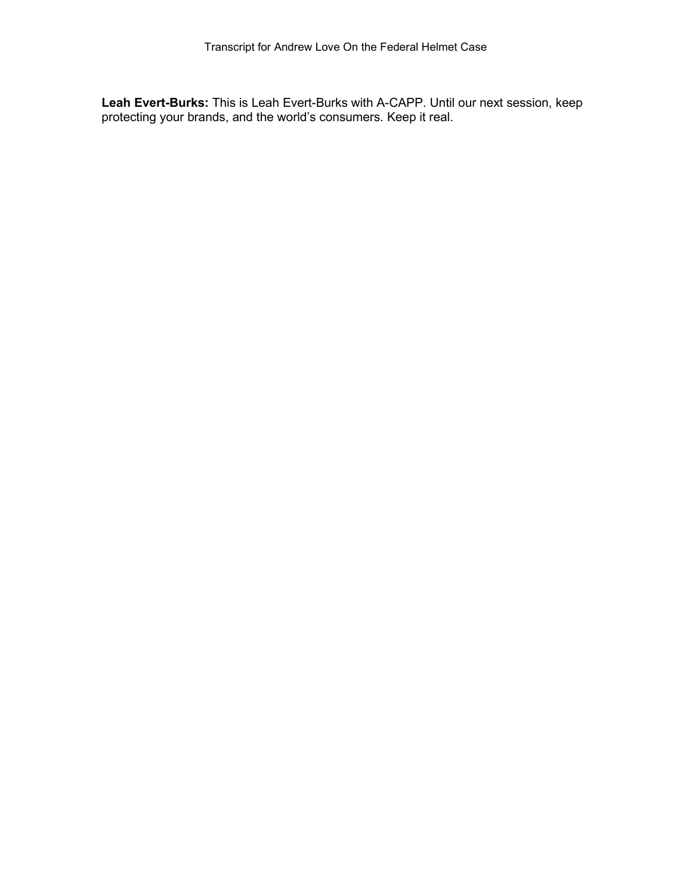**Leah Evert-Burks:** This is Leah Evert-Burks with A-CAPP. Until our next session, keep protecting your brands, and the world's consumers. Keep it real.